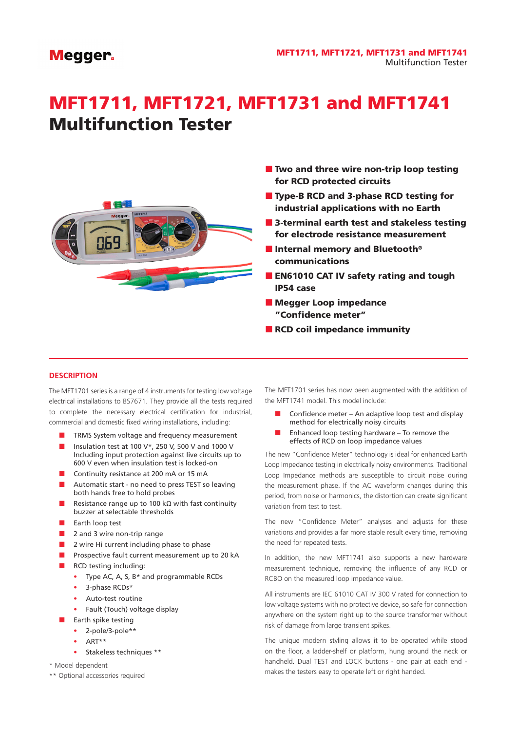# MFT1711, MFT1721, MFT1731 and MFT1741 Multifunction Tester

- **Two and three wire non-trip loop testing for RCD protected circuits**
- **Type-B RCD and 3-phase RCD testing for industrial applications with no Earth**
- **3-terminal earth test and stakeless testing for electrode resistance measurement**
- **Internal memory and Bluetooth® communications**
- **EN61010 CAT IV safety rating and tough IP54 case**
- **Megger Loop impedance "Confidence meter"**
- **RCD coil impedance immunity**

## DESCRIPTION

The MFT1701 series is a range of 4 instruments for testing low voltage electrical installations to BS7671. They provide all the tests required to complete the necessary electrical certification for industrial, commercial and domestic fixed wiring installations, including:

- TRMS System voltage and frequency measurement
- Insulation test at 100 V*, 250 V, 500 V and 1000 V Including input protection against live circuits up to 600 V even when insulation test is locked-on
- Continuity resistance at 200 mA or 15 mA
- Automatic start - no need to press TEST so leaving both hands free to hold probes
- Resistance range up to 100 kΩ with fast continuity buzzer at selectable thresholds
- Earth loop test
- 2 and 3 wire non-trip range
- 2 wire Hi current including phase to phase
- Prospective fault current measurement up to 20 kA
- RCD testing including:
  - Type AC, A, S, B* and programmable RCDs
  - 3-phase RCDs*
  - Auto-test routine
  - Fault (Touch) voltage display
- Earth spike testing
  - 2-pole/3-pole**
  - ART**
  - Stakeless techniques **

\* Model dependent

\*\* Optional accessories required

The MFT1701 series has now been augmented with the addition of the MFT1741 model. This model include:

- Confidence meter – An adaptive loop test and display method for electrically noisy circuits
- Enhanced loop testing hardware – To remove the effects of RCD on loop impedance values

The new "Confidence Meter" technology is ideal for enhanced Earth Loop Impedance testing in electrically noisy environments. Traditional Loop Impedance methods are susceptible to circuit noise during the measurement phase. If the AC waveform changes during this period, from noise or harmonics, the distortion can create significant variation from test to test.

The new "Confidence Meter" analyses and adjusts for these variations and provides a far more stable result every time, removing the need for repeated tests.

In addition, the new MFT1741 also supports a new hardware measurement technique, removing the influence of any RCD or RCBO on the measured loop impedance value.

All instruments are IEC 61010 CAT IV 300 V rated for connection to low voltage systems with no protective device, so safe for connection anywhere on the system right up to the source transformer without risk of damage from large transient spikes.

The unique modern styling allows it to be operated while stood on the floor, a ladder-shelf or platform, hung around the neck or handheld. Dual TEST and LOCK buttons - one pair at each end - makes the testers easy to operate left or right handed.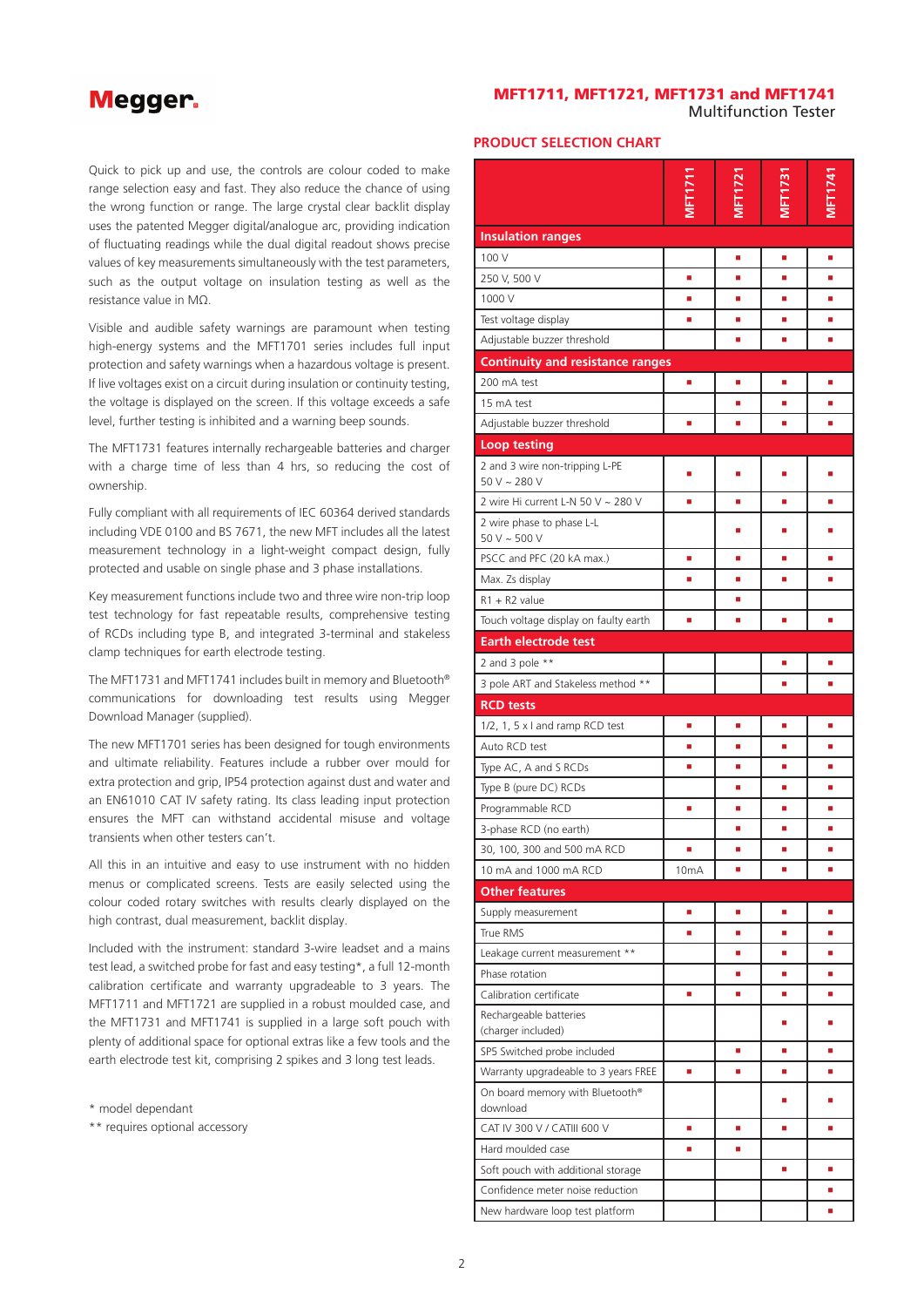Quick to pick up and use, the controls are colour coded to make range selection easy and fast. They also reduce the chance of using the wrong function or range. The large crystal clear backlit display uses the patented Megger digital/analogue arc, providing indication of fluctuating readings while the dual digital readout shows precise values of key measurements simultaneously with the test parameters, such as the output voltage on insulation testing as well as the resistance value in MΩ.

Visible and audible safety warnings are paramount when testing high-energy systems and the MFT1701 series includes full input protection and safety warnings when a hazardous voltage is present. If live voltages exist on a circuit during insulation or continuity testing, the voltage is displayed on the screen. If this voltage exceeds a safe level, further testing is inhibited and a warning beep sounds.

The MFT1731 features internally rechargeable batteries and charger with a charge time of less than 4 hrs, so reducing the cost of ownership.

Fully compliant with all requirements of IEC 60364 derived standards including VDE 0100 and BS 7671, the new MFT includes all the latest measurement technology in a light-weight compact design, fully protected and usable on single phase and 3 phase installations.

Key measurement functions include two and three wire non-trip loop test technology for fast repeatable results, comprehensive testing of RCDs including type B, and integrated 3-terminal and stakeless clamp techniques for earth electrode testing.

The MFT1731 and MFT1741 includes built in memory and Bluetooth® communications for downloading test results using Megger Download Manager (supplied).

The new MFT1701 series has been designed for tough environments and ultimate reliability. Features include a rubber over mould for extra protection and grip, IP54 protection against dust and water and an EN61010 CAT IV safety rating. Its class leading input protection ensures the MFT can withstand accidental misuse and voltage transients when other testers can't.

All this in an intuitive and easy to use instrument with no hidden menus or complicated screens. Tests are easily selected using the colour coded rotary switches with results clearly displayed on the high contrast, dual measurement, backlit display.

Included with the instrument: standard 3-wire leadset and a mains test lead, a switched probe for fast and easy testing*, a full 12-month calibration certificate and warranty upgradeable to 3 years. The MFT1711 and MFT1721 are supplied in a robust moulded case, and the MFT1731 and MFT1741 is supplied in a large soft pouch with plenty of additional space for optional extras like a few tools and the earth electrode test kit, comprising 2 spikes and 3 long test leads.

\* model dependant

\*\* requires optional accessory

## PRODUCT SELECTION CHART

| | MFT1711 | MFT1721 | MFT1731 | MFT1741 |
|---|---|---|---|---|
| **Insulation ranges** | | | | |
| 100 V | | ■ | ■ | ■ |
| 250 V, 500 V | ■ | ■ | ■ | ■ |
| 1000 V | ■ | ■ | ■ | ■ |
| Test voltage display | ■ | ■ | ■ | ■ |
| Adjustable buzzer threshold | | ■ | ■ | ■ |
| **Continuity and resistance ranges** | | | | |
| 200 mA test | ■ | ■ | ■ | ■ |
| 15 mA test | | ■ | ■ | ■ |
| Adjustable buzzer threshold | ■ | ■ | ■ | ■ |
| **Loop testing** | | | | |
| 2 and 3 wire non-tripping L-PE 50 V ~ 280 V | ■ | ■ | ■ | ■ |
| 2 wire Hi current L-N 50 V ~ 280 V | ■ | ■ | ■ | ■ |
| 2 wire phase to phase L-L 50 V ~ 500 V | | ■ | ■ | ■ |
| PSCC and PFC (20 kA max.) | ■ | ■ | ■ | ■ |
| Max. Zs display | ■ | ■ | ■ | ■ |
| R1 + R2 value | | ■ | | |
| Touch voltage display on faulty earth | ■ | ■ | ■ | ■ |
| **Earth electrode test** | | | | |
| 2 and 3 pole ** | | | ■ | ■ |
| 3 pole ART and Stakeless method ** | | | ■ | ■ |
| **RCD tests** | | | | |
| 1/2, 1, 5 x I and ramp RCD test | ■ | ■ | ■ | ■ |
| Auto RCD test | ■ | ■ | ■ | ■ |
| Type AC, A and S RCDs | ■ | ■ | ■ | ■ |
| Type B (pure DC) RCDs | | ■ | ■ | ■ |
| Programmable RCD | ■ | ■ | ■ | ■ |
| 3-phase RCD (no earth) | | ■ | ■ | ■ |
| 30, 100, 300 and 500 mA RCD | ■ | ■ | ■ | ■ |
| 10 mA and 1000 mA RCD | 10mA | ■ | ■ | ■ |
| **Other features** | | | | |
| Supply measurement | ■ | ■ | ■ | ■ |
| True RMS | ■ | ■ | ■ | ■ |
| Leakage current measurement ** | | ■ | ■ | ■ |
| Phase rotation | | ■ | ■ | ■ |
| Calibration certificate | ■ | ■ | ■ | ■ |
| Rechargeable batteries (charger included) | | | ■ | ■ |
| SP5 Switched probe included | | ■ | ■ | ■ |
| Warranty upgradeable to 3 years FREE | ■ | ■ | ■ | ■ |
| On board memory with Bluetooth® download | | | ■ | ■ |
| CAT IV 300 V / CATIII 600 V | ■ | ■ | ■ | ■ |
| Hard moulded case | ■ | ■ | | |
| Soft pouch with additional storage | | | ■ | ■ |
| Confidence meter noise reduction | | | | ■ |
| New hardware loop test platform | | | | ■ |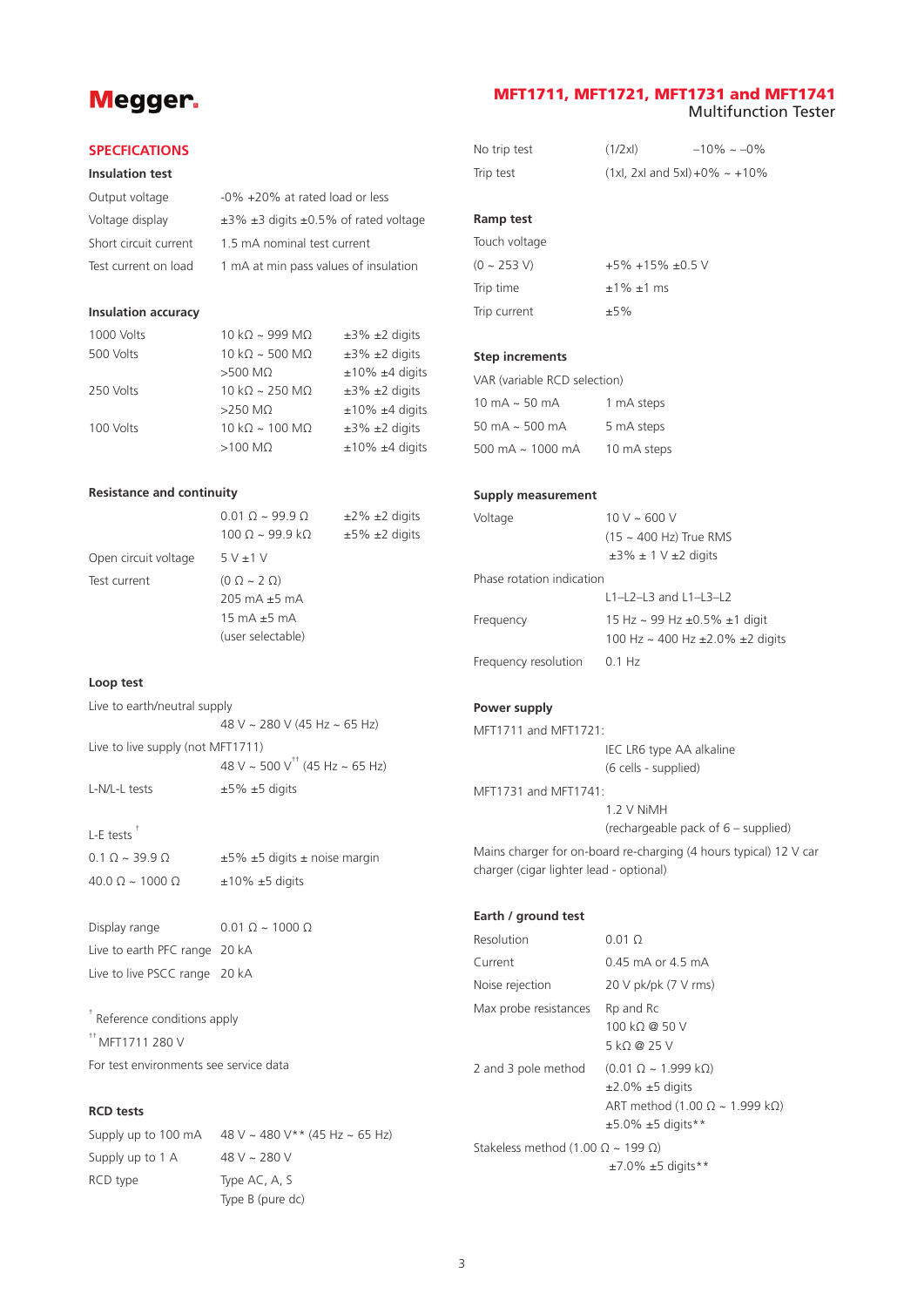## SPECIFICATIONS

### Insulation test

| | |
|---|---|
| Output voltage | -0% +20% at rated load or less |
| Voltage display | ±3% ±3 digits ±0.5% of rated voltage |
| Short circuit current | 1.5 mA nominal test current |
| Test current on load | 1 mA at min pass values of insulation |

### Insulation accuracy

| | | |
|---|---|---|
| 1000 Volts | 10 kΩ ~ 999 MΩ | ±3% ±2 digits |
| 500 Volts | 10 kΩ ~ 500 MΩ | ±3% ±2 digits |
| | >500 MΩ | ±10% ±4 digits |
| 250 Volts | 10 kΩ ~ 250 MΩ | ±3% ±2 digits |
| | >250 MΩ | ±10% ±4 digits |
| 100 Volts | 10 kΩ ~ 100 MΩ | ±3% ±2 digits |
| | >100 MΩ | ±10% ±4 digits |

### Resistance and continuity

| | | |
|---|---|---|
| | 0.01 Ω ~ 99.9 Ω | ±2% ±2 digits |
| | 100 Ω ~ 99.9 kΩ | ±5% ±2 digits |
| Open circuit voltage | 5 V ±1 V | |
| Test current | (0 Ω ~ 2 Ω) 205 mA ±5 mA 15 mA ±5 mA (user selectable) | |

### Loop test

Live to earth/neutral supply
48 V ~ 280 V (45 Hz ~ 65 Hz)

Live to live supply (not MFT1711)
48 V ~ 500 V[††] (45 Hz ~ 65 Hz)

| | |
|---|---|
| L-N/L-L tests | ±5% ±5 digits |

L-E tests [†]

| | |
|---|---|
| 0.1 Ω ~ 39.9 Ω | ±5% ±5 digits ± noise margin |
| 40.0 Ω ~ 1000 Ω | ±10% ±5 digits |

| | |
|---|---|
| Display range | 0.01 Ω ~ 1000 Ω |
| Live to earth PFC range | 20 kA |
| Live to live PSCC range | 20 kA |

[†] Reference conditions apply

[††] MFT1711 280 V

For test environments see service data

### RCD tests

| | |
|---|---|
| Supply up to 100 mA | 48 V ~ 480 V** (45 Hz ~ 65 Hz) |
| Supply up to 1 A | 48 V ~ 280 V |
| RCD type | Type AC, A, S<br>Type B (pure dc) |
| No trip test | (1/2xI) −10% ~ −0% |
| Trip test | (1xI, 2xI and 5xI) +0% ~ +10% |

### Ramp test

Touch voltage

| | |
|---|---|
| (0 ~ 253 V) | +5% +15% ±0.5 V |
| Trip time | ±1% ±1 ms |
| Trip current | ±5% |

### Step increments

VAR (variable RCD selection)

| | |
|---|---|
| 10 mA ~ 50 mA | 1 mA steps |
| 50 mA ~ 500 mA | 5 mA steps |
| 500 mA ~ 1000 mA | 10 mA steps |

### Supply measurement

| | |
|---|---|
| Voltage | 10 V ~ 600 V<br>(15 ~ 400 Hz) True RMS<br>±3% ± 1 V ±2 digits |
| Phase rotation indication | L1–L2–L3 and L1–L3–L2 |
| Frequency | 15 Hz ~ 99 Hz ±0.5% ±1 digit<br>100 Hz ~ 400 Hz ±2.0% ±2 digits |
| Frequency resolution | 0.1 Hz |

### Power supply

MFT1711 and MFT1721:
IEC LR6 type AA alkaline
(6 cells - supplied)

MFT1731 and MFT1741:
1.2 V NiMH
(rechargeable pack of 6 – supplied)

Mains charger for on-board re-charging (4 hours typical) 12 V car charger (cigar lighter lead - optional)

### Earth / ground test

| | |
|---|---|
| Resolution | 0.01 Ω |
| Current | 0.45 mA or 4.5 mA |
| Noise rejection | 20 V pk/pk (7 V rms) |
| Max probe resistances | Rp and Rc<br>100 kΩ @ 50 V<br>5 kΩ @ 25 V |
| 2 and 3 pole method | (0.01 Ω ~ 1.999 kΩ)<br>±2.0% ±5 digits<br>ART method (1.00 Ω ~ 1.999 kΩ)<br>±5.0% ±5 digits** |

Stakeless method (1.00 Ω ~ 199 Ω)
±7.0% ±5 digits**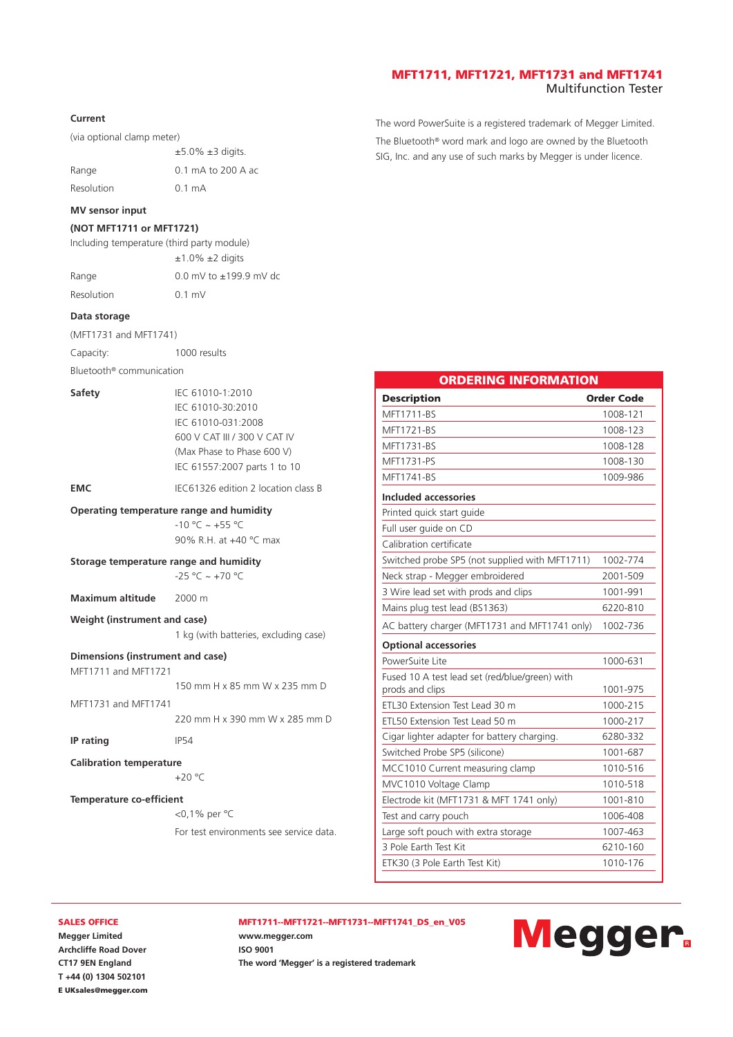**Current**

(via optional clamp meter)

±5.0% ±3 digits.

| | |
|---|---|
| Range | 0.1 mA to 200 A ac |
| Resolution | 0.1 mA |

**MV sensor input**

**(NOT MFT1711 or MFT1721)**

Including temperature (third party module)

±1.0% ±2 digits

| | |
|---|---|
| Range | 0.0 mV to ±199.9 mV dc |
| Resolution | 0.1 mV |

**Data storage**

(MFT1731 and MFT1741)

Capacity: 1000 results

Bluetooth® communication

**Safety**

IEC 61010-1:2010
IEC 61010-30:2010
IEC 61010-031:2008
600 V CAT III / 300 V CAT IV
(Max Phase to Phase 600 V)
IEC 61557:2007 parts 1 to 10

**EMC** IEC61326 edition 2 location class B

**Operating temperature range and humidity**

-10 °C ~ +55 °C
90% R.H. at +40 °C max

**Storage temperature range and humidity**

-25 °C ~ +70 °C

**Maximum altitude** 2000 m

**Weight (instrument and case)**

1 kg (with batteries, excluding case)

**Dimensions (instrument and case)**

MFT1711 and MFT1721

150 mm H x 85 mm W x 235 mm D

MFT1731 and MFT1741

220 mm H x 390 mm W x 285 mm D

**IP rating** IP54

**Calibration temperature**

+20 °C

**Temperature co-efficient**

<0,1% per °C

For test environments see service data.

The word PowerSuite is a registered trademark of Megger Limited.

The Bluetooth® word mark and logo are owned by the Bluetooth SIG, Inc. and any use of such marks by Megger is under licence.

## ORDERING INFORMATION

| Description | Order Code |
|---|---|
| MFT1711-BS | 1008-121 |
| MFT1721-BS | 1008-123 |
| MFT1731-BS | 1008-128 |
| MFT1731-PS | 1008-130 |
| MFT1741-BS | 1009-986 |
| **Included accessories** | |
| Printed quick start guide | |
| Full user guide on CD | |
| Calibration certificate | |
| Switched probe SP5 (not supplied with MFT1711) | 1002-774 |
| Neck strap - Megger embroidered | 2001-509 |
| 3 Wire lead set with prods and clips | 1001-991 |
| Mains plug test lead (BS1363) | 6220-810 |
| AC battery charger (MFT1731 and MFT1741 only) | 1002-736 |
| **Optional accessories** | |
| PowerSuite Lite | 1000-631 |
| Fused 10 A test lead set (red/blue/green) with prods and clips | 1001-975 |
| ETL30 Extension Test Lead 30 m | 1000-215 |
| ETL50 Extension Test Lead 50 m | 1000-217 |
| Cigar lighter adapter for battery charging. | 6280-332 |
| Switched Probe SP5 (silicone) | 1001-687 |
| MCC1010 Current measuring clamp | 1010-516 |
| MVC1010 Voltage Clamp | 1010-518 |
| Electrode kit (MFT1731 & MFT 1741 only) | 1001-810 |
| Test and carry pouch | 1006-408 |
| Large soft pouch with extra storage | 1007-463 |
| 3 Pole Earth Test Kit | 6210-160 |
| ETK30 (3 Pole Earth Test Kit) | 1010-176 |

**SALES OFFICE**
**Megger Limited**
**Archcliffe Road Dover**
**CT17 9EN England**
**T +44 (0) 1304 502101**
**E UKsales@megger.com**

**MFT1711--MFT1721--MFT1731--MFT1741_DS_en_V05**
**www.megger.com**
**ISO 9001**
**The word 'Megger' is a registered trademark**